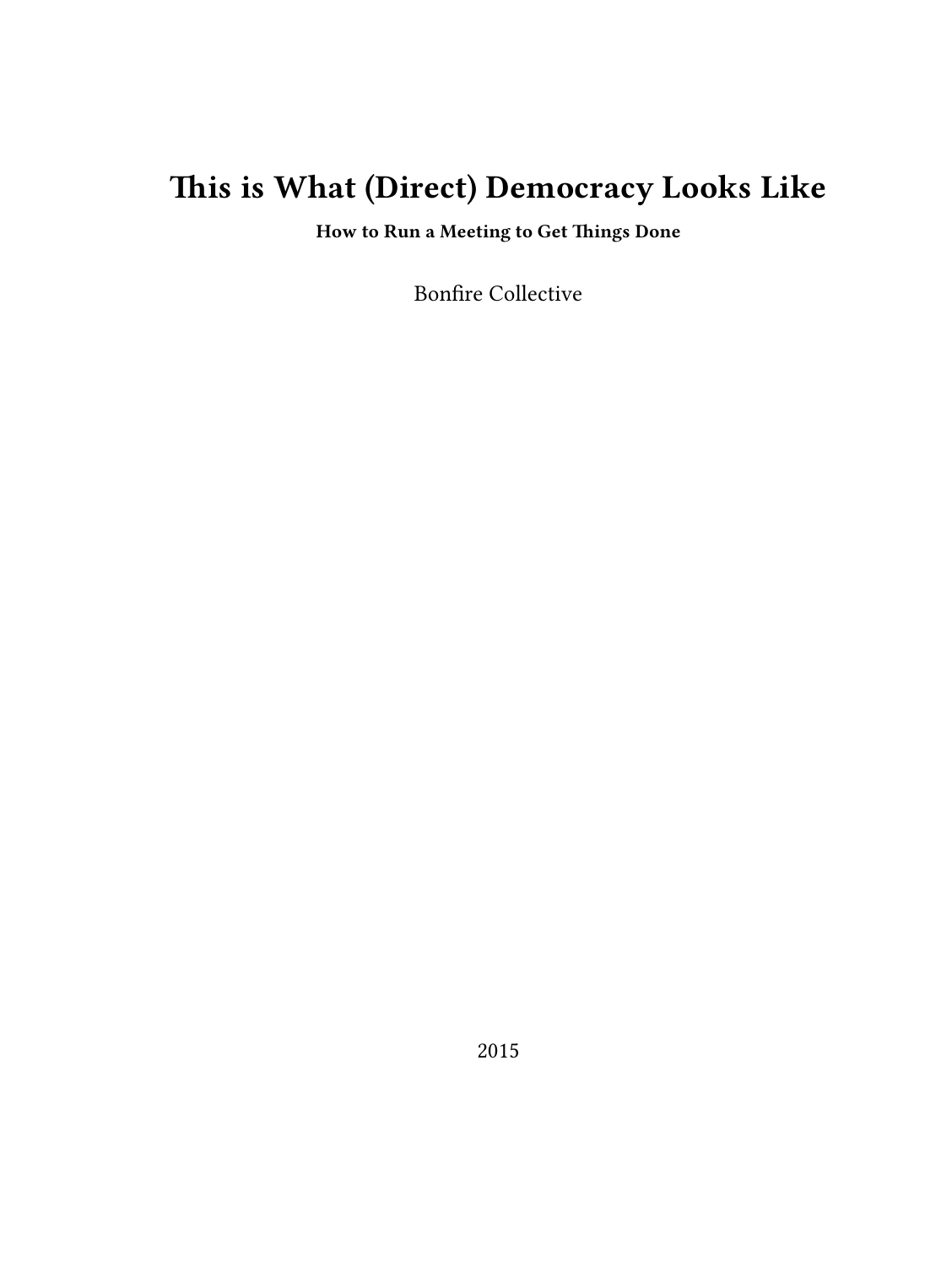# This is What (Direct) Democracy Looks Like

**How to Run a Meeting to Get Things Done**

Bonfire Collective

2015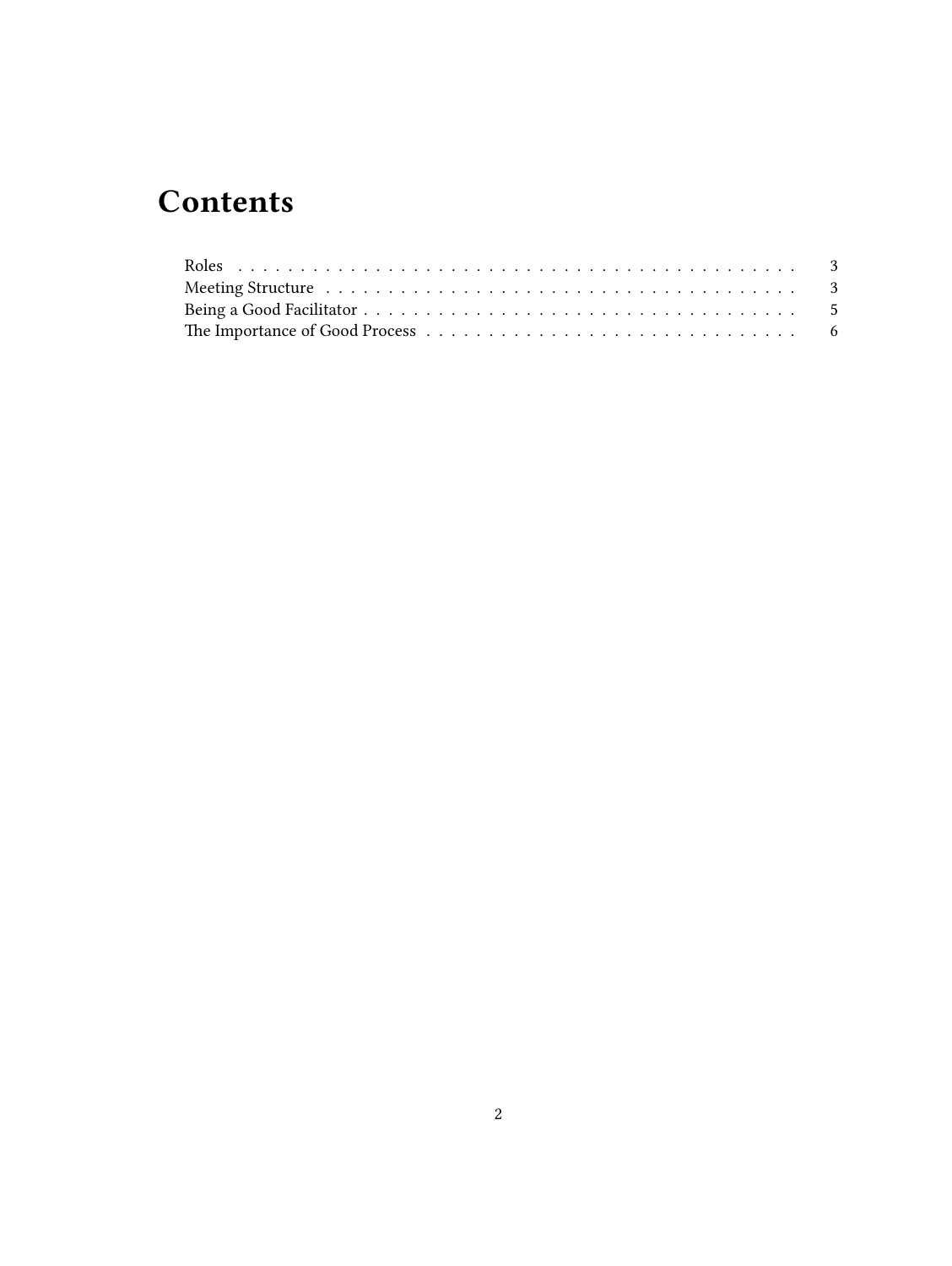# Contents

| | |
|---|---|
| Roles | 3 |
| Meeting Structure | 3 |
| Being a Good Facilitator | 5 |
| The Importance of Good Process | 6 |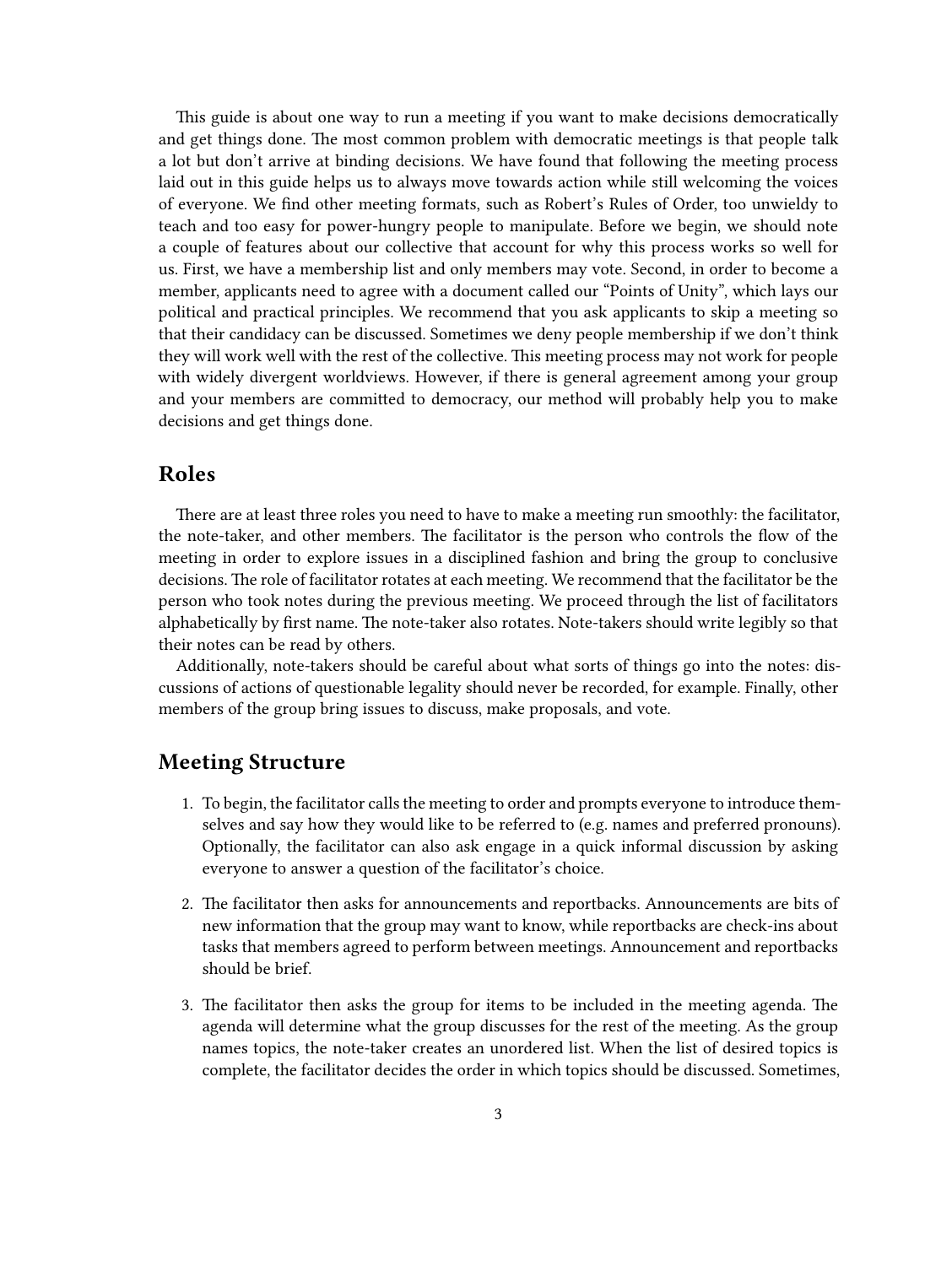This guide is about one way to run a meeting if you want to make decisions democratically and get things done. The most common problem with democratic meetings is that people talk a lot but don't arrive at binding decisions. We have found that following the meeting process laid out in this guide helps us to always move towards action while still welcoming the voices of everyone. We find other meeting formats, such as Robert's Rules of Order, too unwieldy to teach and too easy for power-hungry people to manipulate. Before we begin, we should note a couple of features about our collective that account for why this process works so well for us. First, we have a membership list and only members may vote. Second, in order to become a member, applicants need to agree with a document called our "Points of Unity", which lays our political and practical principles. We recommend that you ask applicants to skip a meeting so that their candidacy can be discussed. Sometimes we deny people membership if we don't think they will work well with the rest of the collective. This meeting process may not work for people with widely divergent worldviews. However, if there is general agreement among your group and your members are committed to democracy, our method will probably help you to make decisions and get things done.

## Roles

There are at least three roles you need to have to make a meeting run smoothly: the facilitator, the note-taker, and other members. The facilitator is the person who controls the flow of the meeting in order to explore issues in a disciplined fashion and bring the group to conclusive decisions. The role of facilitator rotates at each meeting. We recommend that the facilitator be the person who took notes during the previous meeting. We proceed through the list of facilitators alphabetically by first name. The note-taker also rotates. Note-takers should write legibly so that their notes can be read by others.

Additionally, note-takers should be careful about what sorts of things go into the notes: discussions of actions of questionable legality should never be recorded, for example. Finally, other members of the group bring issues to discuss, make proposals, and vote.

## Meeting Structure

1. To begin, the facilitator calls the meeting to order and prompts everyone to introduce themselves and say how they would like to be referred to (e.g. names and preferred pronouns). Optionally, the facilitator can also ask engage in a quick informal discussion by asking everyone to answer a question of the facilitator's choice.

2. The facilitator then asks for announcements and reportbacks. Announcements are bits of new information that the group may want to know, while reportbacks are check-ins about tasks that members agreed to perform between meetings. Announcement and reportbacks should be brief.

3. The facilitator then asks the group for items to be included in the meeting agenda. The agenda will determine what the group discusses for the rest of the meeting. As the group names topics, the note-taker creates an unordered list. When the list of desired topics is complete, the facilitator decides the order in which topics should be discussed. Sometimes,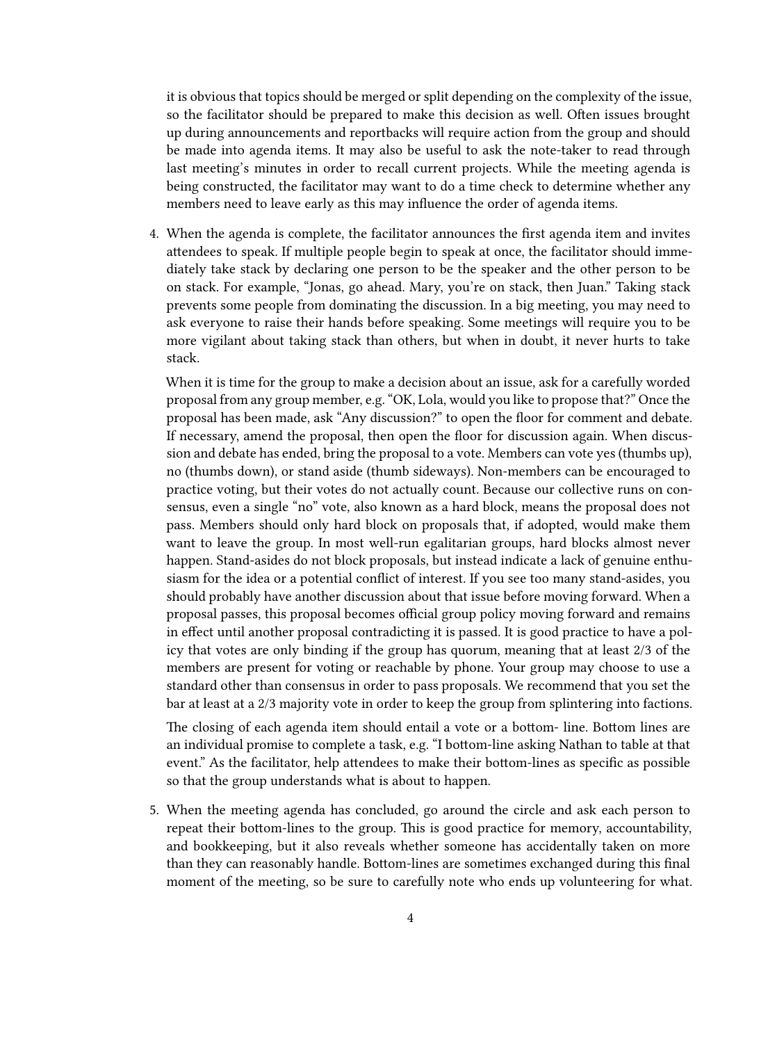it is obvious that topics should be merged or split depending on the complexity of the issue, so the facilitator should be prepared to make this decision as well. Often issues brought up during announcements and reportbacks will require action from the group and should be made into agenda items. It may also be useful to ask the note-taker to read through last meeting's minutes in order to recall current projects. While the meeting agenda is being constructed, the facilitator may want to do a time check to determine whether any members need to leave early as this may influence the order of agenda items.

4. When the agenda is complete, the facilitator announces the first agenda item and invites attendees to speak. If multiple people begin to speak at once, the facilitator should immediately take stack by declaring one person to be the speaker and the other person to be on stack. For example, "Jonas, go ahead. Mary, you're on stack, then Juan." Taking stack prevents some people from dominating the discussion. In a big meeting, you may need to ask everyone to raise their hands before speaking. Some meetings will require you to be more vigilant about taking stack than others, but when in doubt, it never hurts to take stack.

   When it is time for the group to make a decision about an issue, ask for a carefully worded proposal from any group member, e.g. "OK, Lola, would you like to propose that?" Once the proposal has been made, ask "Any discussion?" to open the floor for comment and debate. If necessary, amend the proposal, then open the floor for discussion again. When discussion and debate has ended, bring the proposal to a vote. Members can vote yes (thumbs up), no (thumbs down), or stand aside (thumb sideways). Non-members can be encouraged to practice voting, but their votes do not actually count. Because our collective runs on consensus, even a single "no" vote, also known as a hard block, means the proposal does not pass. Members should only hard block on proposals that, if adopted, would make them want to leave the group. In most well-run egalitarian groups, hard blocks almost never happen. Stand-asides do not block proposals, but instead indicate a lack of genuine enthusiasm for the idea or a potential conflict of interest. If you see too many stand-asides, you should probably have another discussion about that issue before moving forward. When a proposal passes, this proposal becomes official group policy moving forward and remains in effect until another proposal contradicting it is passed. It is good practice to have a policy that votes are only binding if the group has quorum, meaning that at least 2/3 of the members are present for voting or reachable by phone. Your group may choose to use a standard other than consensus in order to pass proposals. We recommend that you set the bar at least at a 2/3 majority vote in order to keep the group from splintering into factions.

   The closing of each agenda item should entail a vote or a bottom- line. Bottom lines are an individual promise to complete a task, e.g. "I bottom-line asking Nathan to table at that event." As the facilitator, help attendees to make their bottom-lines as specific as possible so that the group understands what is about to happen.

5. When the meeting agenda has concluded, go around the circle and ask each person to repeat their bottom-lines to the group. This is good practice for memory, accountability, and bookkeeping, but it also reveals whether someone has accidentally taken on more than they can reasonably handle. Bottom-lines are sometimes exchanged during this final moment of the meeting, so be sure to carefully note who ends up volunteering for what.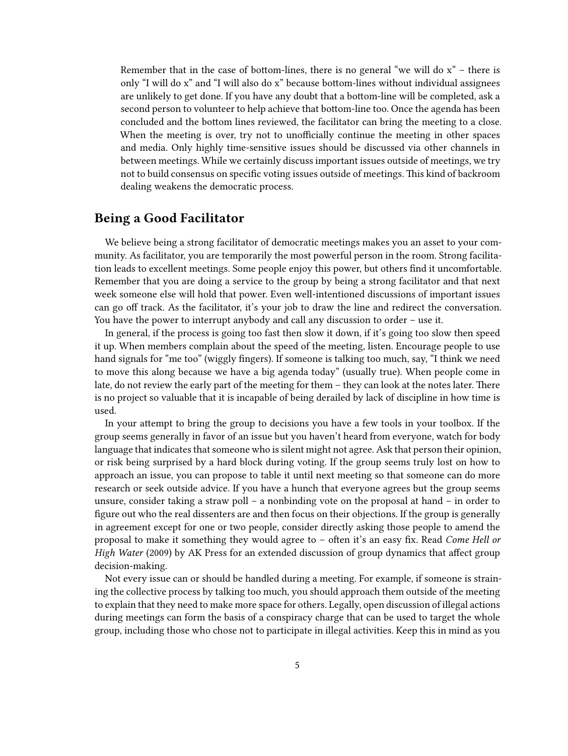> Remember that in the case of bottom-lines, there is no general "we will do x" – there is only "I will do x" and "I will also do x" because bottom-lines without individual assignees are unlikely to get done. If you have any doubt that a bottom-line will be completed, ask a second person to volunteer to help achieve that bottom-line too. Once the agenda has been concluded and the bottom lines reviewed, the facilitator can bring the meeting to a close. When the meeting is over, try not to unofficially continue the meeting in other spaces and media. Only highly time-sensitive issues should be discussed via other channels in between meetings. While we certainly discuss important issues outside of meetings, we try not to build consensus on specific voting issues outside of meetings. This kind of backroom dealing weakens the democratic process.

## Being a Good Facilitator

We believe being a strong facilitator of democratic meetings makes you an asset to your community. As facilitator, you are temporarily the most powerful person in the room. Strong facilitation leads to excellent meetings. Some people enjoy this power, but others find it uncomfortable. Remember that you are doing a service to the group by being a strong facilitator and that next week someone else will hold that power. Even well-intentioned discussions of important issues can go off track. As the facilitator, it's your job to draw the line and redirect the conversation. You have the power to interrupt anybody and call any discussion to order – use it.

In general, if the process is going too fast then slow it down, if it's going too slow then speed it up. When members complain about the speed of the meeting, listen. Encourage people to use hand signals for "me too" (wiggly fingers). If someone is talking too much, say, "I think we need to move this along because we have a big agenda today" (usually true). When people come in late, do not review the early part of the meeting for them – they can look at the notes later. There is no project so valuable that it is incapable of being derailed by lack of discipline in how time is used.

In your attempt to bring the group to decisions you have a few tools in your toolbox. If the group seems generally in favor of an issue but you haven't heard from everyone, watch for body language that indicates that someone who is silent might not agree. Ask that person their opinion, or risk being surprised by a hard block during voting. If the group seems truly lost on how to approach an issue, you can propose to table it until next meeting so that someone can do more research or seek outside advice. If you have a hunch that everyone agrees but the group seems unsure, consider taking a straw poll – a nonbinding vote on the proposal at hand – in order to figure out who the real dissenters are and then focus on their objections. If the group is generally in agreement except for one or two people, consider directly asking those people to amend the proposal to make it something they would agree to – often it's an easy fix. Read *Come Hell or High Water* (2009) by AK Press for an extended discussion of group dynamics that affect group decision-making.

Not every issue can or should be handled during a meeting. For example, if someone is straining the collective process by talking too much, you should approach them outside of the meeting to explain that they need to make more space for others. Legally, open discussion of illegal actions during meetings can form the basis of a conspiracy charge that can be used to target the whole group, including those who chose not to participate in illegal activities. Keep this in mind as you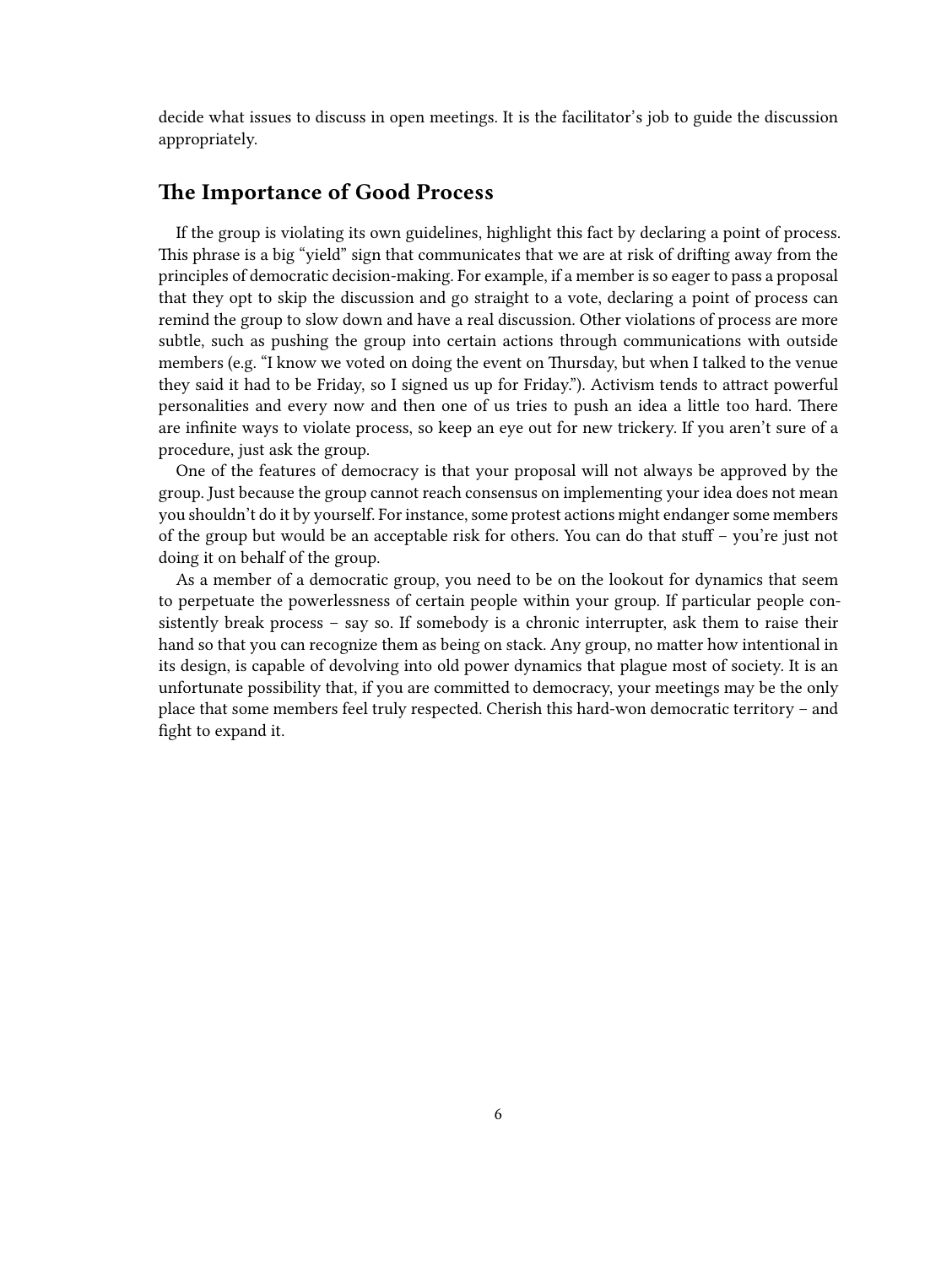decide what issues to discuss in open meetings. It is the facilitator's job to guide the discussion appropriately.

## The Importance of Good Process

If the group is violating its own guidelines, highlight this fact by declaring a point of process. This phrase is a big "yield" sign that communicates that we are at risk of drifting away from the principles of democratic decision-making. For example, if a member is so eager to pass a proposal that they opt to skip the discussion and go straight to a vote, declaring a point of process can remind the group to slow down and have a real discussion. Other violations of process are more subtle, such as pushing the group into certain actions through communications with outside members (e.g. "I know we voted on doing the event on Thursday, but when I talked to the venue they said it had to be Friday, so I signed us up for Friday."). Activism tends to attract powerful personalities and every now and then one of us tries to push an idea a little too hard. There are infinite ways to violate process, so keep an eye out for new trickery. If you aren't sure of a procedure, just ask the group.

One of the features of democracy is that your proposal will not always be approved by the group. Just because the group cannot reach consensus on implementing your idea does not mean you shouldn't do it by yourself. For instance, some protest actions might endanger some members of the group but would be an acceptable risk for others. You can do that stuff – you're just not doing it on behalf of the group.

As a member of a democratic group, you need to be on the lookout for dynamics that seem to perpetuate the powerlessness of certain people within your group. If particular people consistently break process – say so. If somebody is a chronic interrupter, ask them to raise their hand so that you can recognize them as being on stack. Any group, no matter how intentional in its design, is capable of devolving into old power dynamics that plague most of society. It is an unfortunate possibility that, if you are committed to democracy, your meetings may be the only place that some members feel truly respected. Cherish this hard-won democratic territory – and fight to expand it.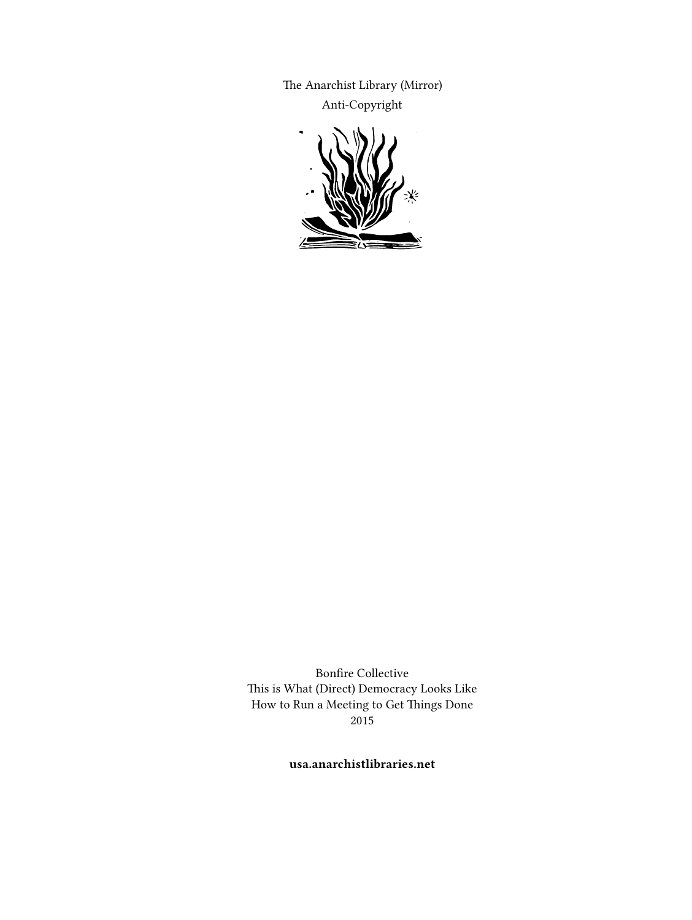The Anarchist Library (Mirror)
Anti-Copyright

Bonfire Collective
This is What (Direct) Democracy Looks Like
How to Run a Meeting to Get Things Done
2015

**usa.anarchistlibraries.net**